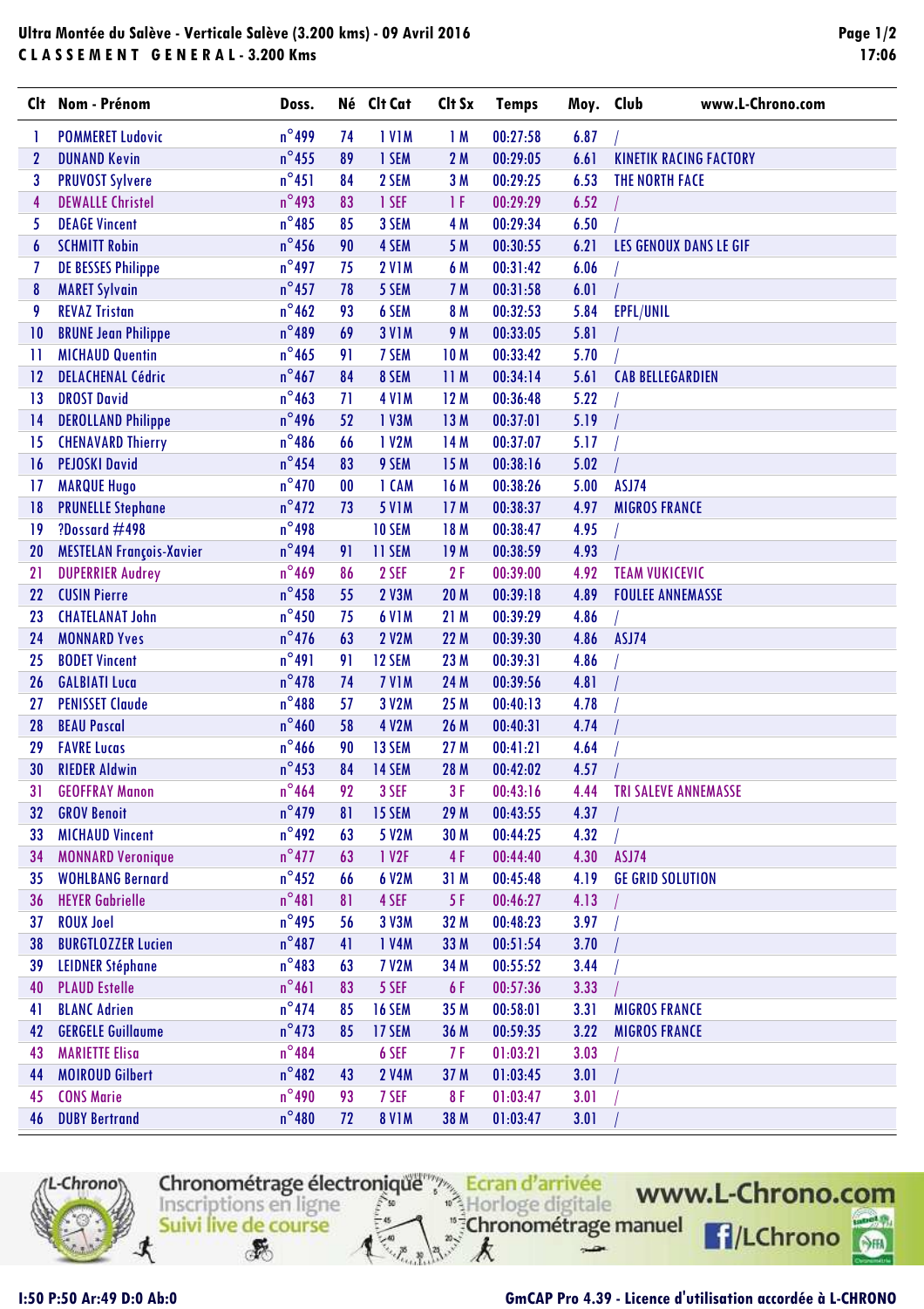# Ultra Montée du Salève - Verticale Salève (3.200 kms) - 09 Avril 2016

## CLASSEMENT GENERAL - 3.200 Kms

| Clt | Nom - Prénom | Doss. | Né | Clt Cat | Clt Sx | Temps | Moy. | Club |
|---|---|---|---|---|---|---|---|---|
| 1 | POMMERET Ludovic | n°499 | 74 | 1 V1M | 1 M | 00:27:58 | 6.87 | / |
| 2 | DUNAND Kevin | n°455 | 89 | 1 SEM | 2 M | 00:29:05 | 6.61 | KINETIK RACING FACTORY |
| 3 | PRUVOST Sylvere | n°451 | 84 | 2 SEM | 3 M | 00:29:25 | 6.53 | THE NORTH FACE |
| 4 | DEWALLE Christel | n°493 | 83 | 1 SEF | 1 F | 00:29:29 | 6.52 | / |
| 5 | DEAGE Vincent | n°485 | 85 | 3 SEM | 4 M | 00:29:34 | 6.50 | / |
| 6 | SCHMITT Robin | n°456 | 90 | 4 SEM | 5 M | 00:30:55 | 6.21 | LES GENOUX DANS LE GIF |
| 7 | DE BESSES Philippe | n°497 | 75 | 2 V1M | 6 M | 00:31:42 | 6.06 | / |
| 8 | MARET Sylvain | n°457 | 78 | 5 SEM | 7 M | 00:31:58 | 6.01 | / |
| 9 | REVAZ Tristan | n°462 | 93 | 6 SEM | 8 M | 00:32:53 | 5.84 | EPFL/UNIL |
| 10 | BRUNE Jean Philippe | n°489 | 69 | 3 V1M | 9 M | 00:33:05 | 5.81 | / |
| 11 | MICHAUD Quentin | n°465 | 91 | 7 SEM | 10 M | 00:33:42 | 5.70 | / |
| 12 | DELACHENAL Cédric | n°467 | 84 | 8 SEM | 11 M | 00:34:14 | 5.61 | CAB BELLEGARDIEN |
| 13 | DROST David | n°463 | 71 | 4 V1M | 12 M | 00:36:48 | 5.22 | / |
| 14 | DEROLLAND Philippe | n°496 | 52 | 1 V3M | 13 M | 00:37:01 | 5.19 | / |
| 15 | CHENAVARD Thierry | n°486 | 66 | 1 V2M | 14 M | 00:37:07 | 5.17 | / |
| 16 | PEJOSKI David | n°454 | 83 | 9 SEM | 15 M | 00:38:16 | 5.02 | / |
| 17 | MARQUE Hugo | n°470 | 00 | 1 CAM | 16 M | 00:38:26 | 5.00 | ASJ74 |
| 18 | PRUNELLE Stephane | n°472 | 73 | 5 V1M | 17 M | 00:38:37 | 4.97 | MIGROS FRANCE |
| 19 | ?Dossard #498 | n°498 | | 10 SEM | 18 M | 00:38:47 | 4.95 | / |
| 20 | MESTELAN François-Xavier | n°494 | 91 | 11 SEM | 19 M | 00:38:59 | 4.93 | / |
| 21 | DUPERRIER Audrey | n°469 | 86 | 2 SEF | 2 F | 00:39:00 | 4.92 | TEAM VUKICEVIC |
| 22 | CUSIN Pierre | n°458 | 55 | 2 V3M | 20 M | 00:39:18 | 4.89 | FOULEE ANNEMASSE |
| 23 | CHATELANAT John | n°450 | 75 | 6 V1M | 21 M | 00:39:29 | 4.86 | / |
| 24 | MONNARD Yves | n°476 | 63 | 2 V2M | 22 M | 00:39:30 | 4.86 | ASJ74 |
| 25 | BODET Vincent | n°491 | 91 | 12 SEM | 23 M | 00:39:31 | 4.86 | / |
| 26 | GALBIATI Luca | n°478 | 74 | 7 V1M | 24 M | 00:39:56 | 4.81 | / |
| 27 | PENISSET Claude | n°488 | 57 | 3 V2M | 25 M | 00:40:13 | 4.78 | / |
| 28 | BEAU Pascal | n°460 | 58 | 4 V2M | 26 M | 00:40:31 | 4.74 | / |
| 29 | FAVRE Lucas | n°466 | 90 | 13 SEM | 27 M | 00:41:21 | 4.64 | / |
| 30 | RIEDER Aldwin | n°453 | 84 | 14 SEM | 28 M | 00:42:02 | 4.57 | / |
| 31 | GEOFFRAY Manon | n°464 | 92 | 3 SEF | 3 F | 00:43:16 | 4.44 | TRI SALEVE ANNEMASSE |
| 32 | GROV Benoit | n°479 | 81 | 15 SEM | 29 M | 00:43:55 | 4.37 | / |
| 33 | MICHAUD Vincent | n°492 | 63 | 5 V2M | 30 M | 00:44:25 | 4.32 | / |
| 34 | MONNARD Veronique | n°477 | 63 | 1 V2F | 4 F | 00:44:40 | 4.30 | ASJ74 |
| 35 | WOHLBANG Bernard | n°452 | 66 | 6 V2M | 31 M | 00:45:48 | 4.19 | GE GRID SOLUTION |
| 36 | HEYER Gabrielle | n°481 | 81 | 4 SEF | 5 F | 00:46:27 | 4.13 | / |
| 37 | ROUX Joel | n°495 | 56 | 3 V3M | 32 M | 00:48:23 | 3.97 | / |
| 38 | BURGTLOZZER Lucien | n°487 | 41 | 1 V4M | 33 M | 00:51:54 | 3.70 | / |
| 39 | LEIDNER Stéphane | n°483 | 63 | 7 V2M | 34 M | 00:55:52 | 3.44 | / |
| 40 | PLAUD Estelle | n°461 | 83 | 5 SEF | 6 F | 00:57:36 | 3.33 | / |
| 41 | BLANC Adrien | n°474 | 85 | 16 SEM | 35 M | 00:58:01 | 3.31 | MIGROS FRANCE |
| 42 | GERGELE Guillaume | n°473 | 85 | 17 SEM | 36 M | 00:59:35 | 3.22 | MIGROS FRANCE |
| 43 | MARIETTE Elisa | n°484 | | 6 SEF | 7 F | 01:03:21 | 3.03 | / |
| 44 | MOIROUD Gilbert | n°482 | 43 | 2 V4M | 37 M | 01:03:45 | 3.01 | / |
| 45 | CONS Marie | n°490 | 93 | 7 SEF | 8 F | 01:03:47 | 3.01 | / |
| 46 | DUBY Bertrand | n°480 | 72 | 8 V1M | 38 M | 01:03:47 | 3.01 | / |

I:50 P:50 Ar:49 D:0 Ab:0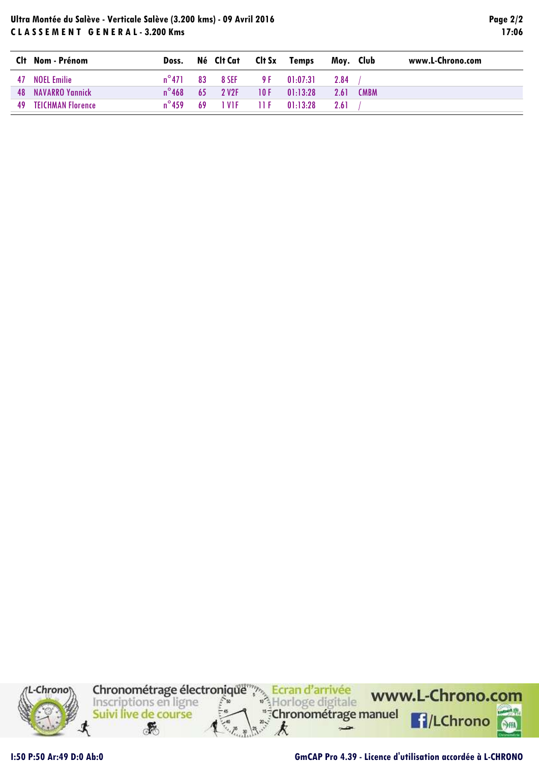| Clt | Nom - Prénom | Doss. | Né | Clt Cat | Clt Sx | Temps | Moy. | Club | www.L-Chrono.com |
|---|---|---|---|---|---|---|---|---|---|
| 47 | NOEL Emilie | n°471 | 83 | 8 SEF | 9 F | 01:07:31 | 2.84 | / | |
| 48 | NAVARRO Yannick | n°468 | 65 | 2 V2F | 10 F | 01:13:28 | 2.61 | CMBM | |
| 49 | TEICHMAN Florence | n°459 | 69 | 1 V1F | 11 F | 01:13:28 | 2.61 | / | |

I:50 P:50 Ar:49 D:0 Ab:0